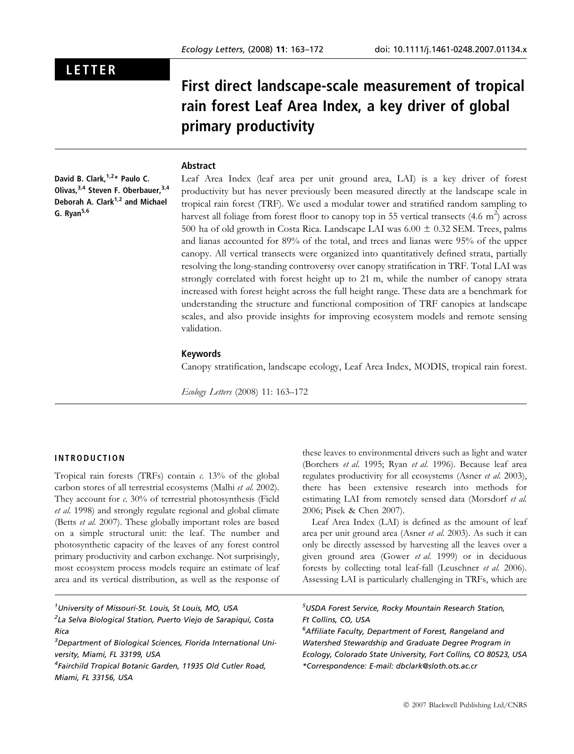LETTER

# First direct landscape-scale measurement of tropical rain forest Leaf Area Index, a key driver of global primary productivity

David B. Clark,[1,2]* Paulo C. Olivas,[3,4] Steven F. Oberbauer,[3,4] Deborah A. Clark[1,2] and Michael G. Ryan[5,6]

## Abstract

Leaf Area Index (leaf area per unit ground area, LAI) is a key driver of forest productivity but has never previously been measured directly at the landscape scale in tropical rain forest (TRF). We used a modular tower and stratified random sampling to harvest all foliage from forest floor to canopy top in 55 vertical transects (4.6 $m^2$) across 500 ha of old growth in Costa Rica. Landscape LAI was 6.00 ± 0.32 SEM. Trees, palms and lianas accounted for 89% of the total, and trees and lianas were 95% of the upper canopy. All vertical transects were organized into quantitatively defined strata, partially resolving the long-standing controversy over canopy stratification in TRF. Total LAI was strongly correlated with forest height up to 21 m, while the number of canopy strata increased with forest height across the full height range. These data are a benchmark for understanding the structure and functional composition of TRF canopies at landscape scales, and also provide insights for improving ecosystem models and remote sensing validation.

### Keywords

Canopy stratification, landscape ecology, Leaf Area Index, MODIS, tropical rain forest.

*Ecology Letters* (2008) 11: 163–172

## INTRODUCTION

Tropical rain forests (TRFs) contain *c.* 13% of the global carbon stores of all terrestrial ecosystems (Malhi *et al.* 2002). They account for *c.* 30% of terrestrial photosynthesis (Field *et al.* 1998) and strongly regulate regional and global climate (Betts *et al.* 2007). These globally important roles are based on a simple structural unit: the leaf. The number and photosynthetic capacity of the leaves of any forest control primary productivity and carbon exchange. Not surprisingly, most ecosystem process models require an estimate of leaf area and its vertical distribution, as well as the response of these leaves to environmental drivers such as light and water (Borchers *et al.* 1995; Ryan *et al.* 1996). Because leaf area regulates productivity for all ecosystems (Asner *et al.* 2003), there has been extensive research into methods for estimating LAI from remotely sensed data (Morsdorf *et al.* 2006; Pisek & Chen 2007).

Leaf Area Index (LAI) is defined as the amount of leaf area per unit ground area (Asner *et al.* 2003). As such it can only be directly assessed by harvesting all the leaves over a given ground area (Gower *et al.* 1999) or in deciduous forests by collecting total leaf-fall (Leuschner *et al.* 2006). Assessing LAI is particularly challenging in TRFs, which are

[1]University of Missouri-St. Louis, St Louis, MO, USA
[2]La Selva Biological Station, Puerto Viejo de Sarapiquí, Costa Rica
[3]Department of Biological Sciences, Florida International University, Miami, FL 33199, USA
[4]Fairchild Tropical Botanic Garden, 11935 Old Cutler Road, Miami, FL 33156, USA
[5]USDA Forest Service, Rocky Mountain Research Station, Ft Collins, CO, USA
[6]Affiliate Faculty, Department of Forest, Rangeland and Watershed Stewardship and Graduate Degree Program in Ecology, Colorado State University, Fort Collins, CO 80523, USA
*Correspondence: E-mail: dbclark@sloth.ots.ac.cr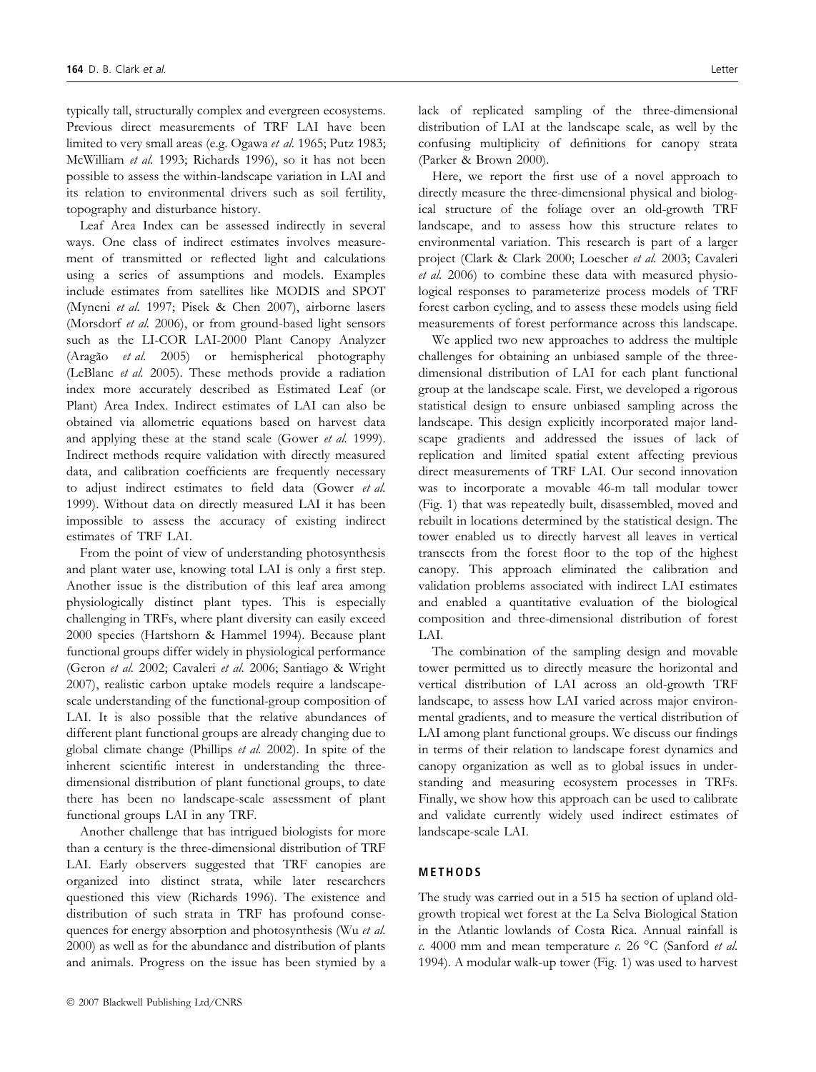typically tall, structurally complex and evergreen ecosystems. Previous direct measurements of TRF LAI have been limited to very small areas (e.g. Ogawa *et al.* 1965; Putz 1983; McWilliam *et al.* 1993; Richards 1996), so it has not been possible to assess the within-landscape variation in LAI and its relation to environmental drivers such as soil fertility, topography and disturbance history.

Leaf Area Index can be assessed indirectly in several ways. One class of indirect estimates involves measurement of transmitted or reflected light and calculations using a series of assumptions and models. Examples include estimates from satellites like MODIS and SPOT (Myneni *et al.* 1997; Pisek & Chen 2007), airborne lasers (Morsdorf *et al.* 2006), or from ground-based light sensors such as the LI-COR LAI-2000 Plant Canopy Analyzer (Aragão *et al.* 2005) or hemispherical photography (LeBlanc *et al.* 2005). These methods provide a radiation index more accurately described as Estimated Leaf (or Plant) Area Index. Indirect estimates of LAI can also be obtained via allometric equations based on harvest data and applying these at the stand scale (Gower *et al.* 1999). Indirect methods require validation with directly measured data, and calibration coefficients are frequently necessary to adjust indirect estimates to field data (Gower *et al.* 1999). Without data on directly measured LAI it has been impossible to assess the accuracy of existing indirect estimates of TRF LAI.

From the point of view of understanding photosynthesis and plant water use, knowing total LAI is only a first step. Another issue is the distribution of this leaf area among physiologically distinct plant types. This is especially challenging in TRFs, where plant diversity can easily exceed 2000 species (Hartshorn & Hammel 1994). Because plant functional groups differ widely in physiological performance (Geron *et al.* 2002; Cavaleri *et al.* 2006; Santiago & Wright 2007), realistic carbon uptake models require a landscape-scale understanding of the functional-group composition of LAI. It is also possible that the relative abundances of different plant functional groups are already changing due to global climate change (Phillips *et al.* 2002). In spite of the inherent scientific interest in understanding the three-dimensional distribution of plant functional groups, to date there has been no landscape-scale assessment of plant functional groups LAI in any TRF.

Another challenge that has intrigued biologists for more than a century is the three-dimensional distribution of TRF LAI. Early observers suggested that TRF canopies are organized into distinct strata, while later researchers questioned this view (Richards 1996). The existence and distribution of such strata in TRF has profound consequences for energy absorption and photosynthesis (Wu *et al.* 2000) as well as for the abundance and distribution of plants and animals. Progress on the issue has been stymied by a lack of replicated sampling of the three-dimensional distribution of LAI at the landscape scale, as well by the confusing multiplicity of definitions for canopy strata (Parker & Brown 2000).

Here, we report the first use of a novel approach to directly measure the three-dimensional physical and biological structure of the foliage over an old-growth TRF landscape, and to assess how this structure relates to environmental variation. This research is part of a larger project (Clark & Clark 2000; Loescher *et al.* 2003; Cavaleri *et al.* 2006) to combine these data with measured physiological responses to parameterize process models of TRF forest carbon cycling, and to assess these models using field measurements of forest performance across this landscape.

We applied two new approaches to address the multiple challenges for obtaining an unbiased sample of the three-dimensional distribution of LAI for each plant functional group at the landscape scale. First, we developed a rigorous statistical design to ensure unbiased sampling across the landscape. This design explicitly incorporated major landscape gradients and addressed the issues of lack of replication and limited spatial extent affecting previous direct measurements of TRF LAI. Our second innovation was to incorporate a movable 46-m tall modular tower (Fig. 1) that was repeatedly built, disassembled, moved and rebuilt in locations determined by the statistical design. The tower enabled us to directly harvest all leaves in vertical transects from the forest floor to the top of the highest canopy. This approach eliminated the calibration and validation problems associated with indirect LAI estimates and enabled a quantitative evaluation of the biological composition and three-dimensional distribution of forest LAI.

The combination of the sampling design and movable tower permitted us to directly measure the horizontal and vertical distribution of LAI across an old-growth TRF landscape, to assess how LAI varied across major environmental gradients, and to measure the vertical distribution of LAI among plant functional groups. We discuss our findings in terms of their relation to landscape forest dynamics and canopy organization as well as to global issues in understanding and measuring ecosystem processes in TRFs. Finally, we show how this approach can be used to calibrate and validate currently widely used indirect estimates of landscape-scale LAI.

## METHODS

The study was carried out in a 515 ha section of upland old-growth tropical wet forest at the La Selva Biological Station in the Atlantic lowlands of Costa Rica. Annual rainfall is *c.* 4000 mm and mean temperature *c.* 26 °C (Sanford *et al.* 1994). A modular walk-up tower (Fig. 1) was used to harvest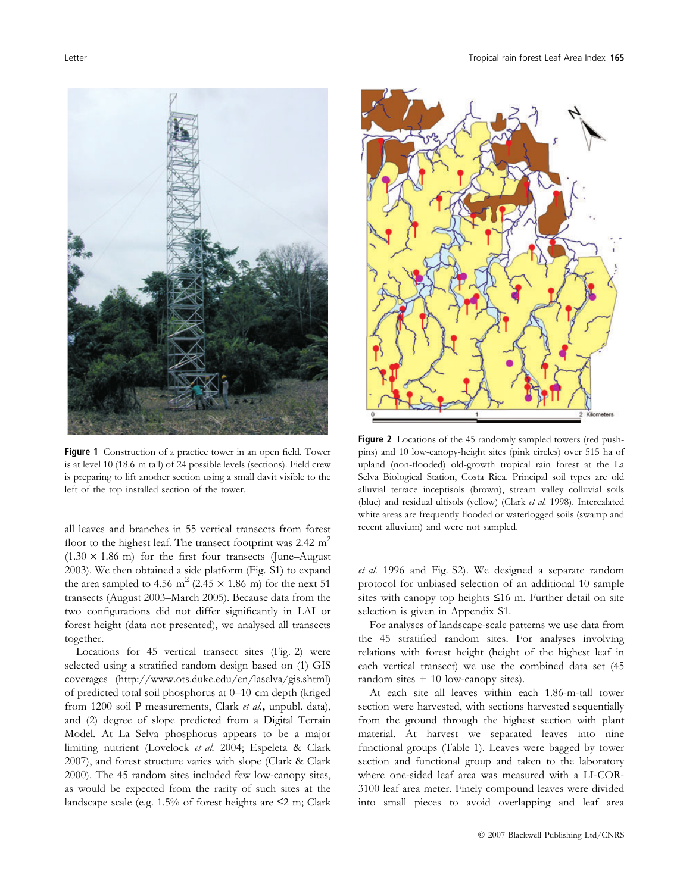Figure 1 Construction of a practice tower in an open field. Tower is at level 10 (18.6 m tall) of 24 possible levels (sections). Field crew is preparing to lift another section using a small davit visible to the left of the top installed section of the tower.

Figure 2 Locations of the 45 randomly sampled towers (red push-pins) and 10 low-canopy-height sites (pink circles) over 515 ha of upland (non-flooded) old-growth tropical rain forest at the La Selva Biological Station, Costa Rica. Principal soil types are old alluvial terrace inceptisols (brown), stream valley colluvial soils (blue) and residual ultisols (yellow) (Clark *et al.* 1998). Intercalated white areas are frequently flooded or waterlogged soils (swamp and recent alluvium) and were not sampled.

all leaves and branches in 55 vertical transects from forest floor to the highest leaf. The transect footprint was 2.42 $m^2$ (1.30 × 1.86 m) for the first four transects (June–August 2003). We then obtained a side platform (Fig. S1) to expand the area sampled to 4.56 $m^2$ (2.45 × 1.86 m) for the next 51 transects (August 2003–March 2005). Because data from the two configurations did not differ significantly in LAI or forest height (data not presented), we analysed all transects together.

Locations for 45 vertical transect sites (Fig. 2) were selected using a stratified random design based on (1) GIS coverages (http://www.ots.duke.edu/en/laselva/gis.shtml) of predicted total soil phosphorus at 0–10 cm depth (kriged from 1200 soil P measurements, Clark *et al.*, unpubl. data), and (2) degree of slope predicted from a Digital Terrain Model. At La Selva phosphorus appears to be a major limiting nutrient (Lovelock *et al.* 2004; Espeleta & Clark 2007), and forest structure varies with slope (Clark & Clark 2000). The 45 random sites included few low-canopy sites, as would be expected from the rarity of such sites at the landscape scale (e.g. 1.5% of forest heights are ≤2 m; Clark *et al.* 1996 and Fig. S2). We designed a separate random protocol for unbiased selection of an additional 10 sample sites with canopy top heights ≤16 m. Further detail on site selection is given in Appendix S1.

For analyses of landscape-scale patterns we use data from the 45 stratified random sites. For analyses involving relations with forest height (height of the highest leaf in each vertical transect) we use the combined data set (45 random sites + 10 low-canopy sites).

At each site all leaves within each 1.86-m-tall tower section were harvested, with sections harvested sequentially from the ground through the highest section with plant material. At harvest we separated leaves into nine functional groups (Table 1). Leaves were bagged by tower section and functional group and taken to the laboratory where one-sided leaf area was measured with a LI-COR-3100 leaf area meter. Finely compound leaves were divided into small pieces to avoid overlapping and leaf area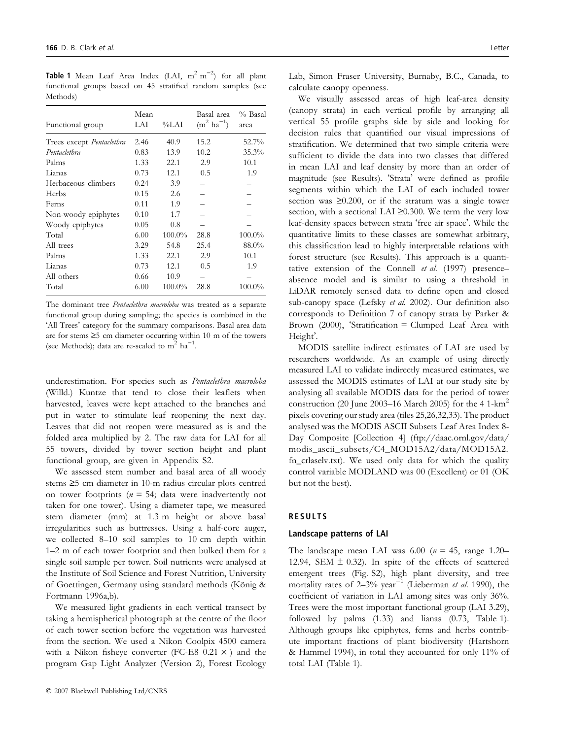**Table 1** Mean Leaf Area Index (LAI, $m^2\ m^{-2}$) for all plant functional groups based on 45 stratified random samples (see Methods)

| Functional group | Mean LAI | %LAI | Basal area ($m^2\ ha^{-1}$) | % Basal area |
|---|---|---|---|---|
| Trees except *Pentaclethra* | 2.46 | 40.9 | 15.2 | 52.7% |
| *Pentaclethra* | 0.83 | 13.9 | 10.2 | 35.3% |
| Palms | 1.33 | 22.1 | 2.9 | 10.1 |
| Lianas | 0.73 | 12.1 | 0.5 | 1.9 |
| Herbaceous climbers | 0.24 | 3.9 | – | – |
| Herbs | 0.15 | 2.6 | – | – |
| Ferns | 0.11 | 1.9 | – | – |
| Non-woody epiphytes | 0.10 | 1.7 | – | – |
| Woody epiphytes | 0.05 | 0.8 | – | – |
| Total | 6.00 | 100.0% | 28.8 | 100.0% |
| All trees | 3.29 | 54.8 | 25.4 | 88.0% |
| Palms | 1.33 | 22.1 | 2.9 | 10.1 |
| Lianas | 0.73 | 12.1 | 0.5 | 1.9 |
| All others | 0.66 | 10.9 | – | – |
| Total | 6.00 | 100.0% | 28.8 | 100.0% |

The dominant tree *Pentaclethra macroloba* was treated as a separate functional group during sampling; the species is combined in the 'All Trees' category for the summary comparisons. Basal area data are for stems ≥5 cm diameter occurring within 10 m of the towers (see Methods); data are re-scaled to $m^2\ ha^{-1}$.

underestimation. For species such as *Pentaclethra macroloba* (Willd.) Kuntze that tend to close their leaflets when harvested, leaves were kept attached to the branches and put in water to stimulate leaf reopening the next day. Leaves that did not reopen were measured as is and the folded area multiplied by 2. The raw data for LAI for all 55 towers, divided by tower section height and plant functional group, are given in Appendix S2.

We assessed stem number and basal area of all woody stems ≥5 cm diameter in 10-m radius circular plots centred on tower footprints ($n = 54$; data were inadvertently not taken for one tower). Using a diameter tape, we measured stem diameter (mm) at 1.3 m height or above basal irregularities such as buttresses. Using a half-core auger, we collected 8–10 soil samples to 10 cm depth within 1–2 m of each tower footprint and then bulked them for a single soil sample per tower. Soil nutrients were analysed at the Institute of Soil Science and Forest Nutrition, University of Goettingen, Germany using standard methods (König & Fortmann 1996a,b).

We measured light gradients in each vertical transect by taking a hemispherical photograph at the centre of the floor of each tower section before the vegetation was harvested from the section. We used a Nikon Coolpix 4500 camera with a Nikon fisheye converter (FC-E8 0.21 ×) and the program Gap Light Analyzer (Version 2), Forest Ecology Lab, Simon Fraser University, Burnaby, B.C., Canada, to calculate canopy openness.

We visually assessed areas of high leaf-area density (canopy strata) in each vertical profile by arranging all vertical 55 profile graphs side by side and looking for decision rules that quantified our visual impressions of stratification. We determined that two simple criteria were sufficient to divide the data into two classes that differed in mean LAI and leaf density by more than an order of magnitude (see Results). 'Strata' were defined as profile segments within which the LAI of each included tower section was ≥0.200, or if the stratum was a single tower section, with a sectional LAI ≥0.300. We term the very low leaf-density spaces between strata 'free air space'. While the quantitative limits to these classes are somewhat arbitrary, this classification lead to highly interpretable relations with forest structure (see Results). This approach is a quantitative extension of the Connell *et al.* (1997) presence–absence model and is similar to using a threshold in LiDAR remotely sensed data to define open and closed sub-canopy space (Lefsky *et al.* 2002). Our definition also corresponds to Definition 7 of canopy strata by Parker & Brown (2000), 'Stratification = Clumped Leaf Area with Height'.

MODIS satellite indirect estimates of LAI are used by researchers worldwide. As an example of using directly measured LAI to validate indirectly measured estimates, we assessed the MODIS estimates of LAI at our study site by analysing all available MODIS data for the period of tower construction (20 June 2003–16 March 2005) for the 4 1-$km^2$ pixels covering our study area (tiles 25,26,32,33). The product analysed was the MODIS ASCII Subsets Leaf Area Index 8-Day Composite [Collection 4] (ftp://daac.ornl.gov/data/modis_ascii_subsets/C4_MOD15A2/data/MOD15A2.fn_crlaselv.txt). We used only data for which the quality control variable MODLAND was 00 (Excellent) or 01 (OK but not the best).

## RESULTS

### Landscape patterns of LAI

The landscape mean LAI was 6.00 ($n = 45$, range 1.20–12.94, SEM ± 0.32). In spite of the effects of scattered emergent trees (Fig. S2), high plant diversity, and tree mortality rates of 2–3% $year^{-1}$ (Lieberman *et al.* 1990), the coefficient of variation in LAI among sites was only 36%. Trees were the most important functional group (LAI 3.29), followed by palms (1.33) and lianas (0.73, Table 1). Although groups like epiphytes, ferns and herbs contribute important fractions of plant biodiversity (Hartshorn & Hammel 1994), in total they accounted for only 11% of total LAI (Table 1).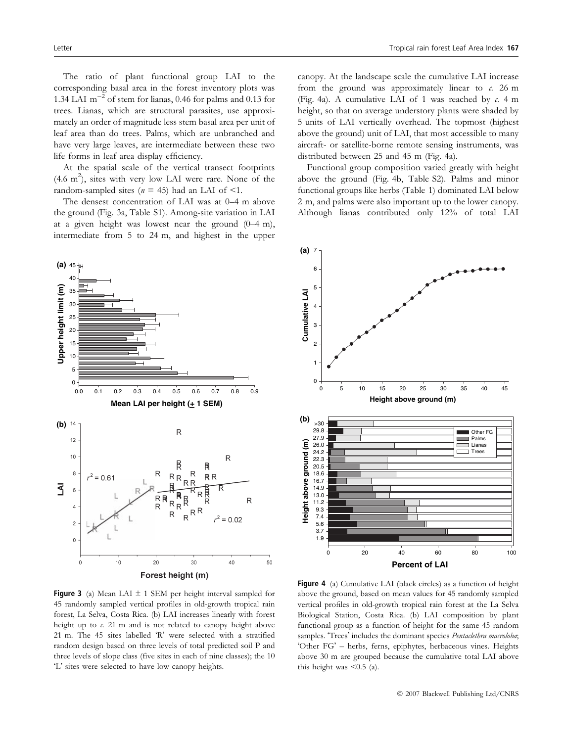The ratio of plant functional group LAI to the corresponding basal area in the forest inventory plots was 1.34 LAI $m^{-2}$ of stem for lianas, 0.46 for palms and 0.13 for trees. Lianas, which are structural parasites, use approximately an order of magnitude less stem basal area per unit of leaf area than do trees. Palms, which are unbranched and have very large leaves, are intermediate between these two life forms in leaf area display efficiency.

At the spatial scale of the vertical transect footprints (4.6 $m^2$), sites with very low LAI were rare. None of the random-sampled sites ($n = 45$) had an LAI of <1.

The densest concentration of LAI was at 0–4 m above the ground (Fig. 3a, Table S1). Among-site variation in LAI at a given height was lowest near the ground (0–4 m), intermediate from 5 to 24 m, and highest in the upper canopy. At the landscape scale the cumulative LAI increase from the ground was approximately linear to *c.* 26 m (Fig. 4a). A cumulative LAI of 1 was reached by *c.* 4 m height, so that on average understory plants were shaded by 5 units of LAI vertically overhead. The topmost (highest above the ground) unit of LAI, that most accessible to many aircraft- or satellite-borne remote sensing instruments, was distributed between 25 and 45 m (Fig. 4a).

Functional group composition varied greatly with height above the ground (Fig. 4b, Table S2). Palms and minor functional groups like herbs (Table 1) dominated LAI below 2 m, and palms were also important up to the lower canopy. Although lianas contributed only 12% of total LAI

**Figure 3** (a) Mean LAI ± 1 SEM per height interval sampled for 45 randomly sampled vertical profiles in old-growth tropical rain forest, La Selva, Costa Rica. (b) LAI increases linearly with forest height up to *c.* 21 m and is not related to canopy height above 21 m. The 45 sites labelled 'R' were selected with a stratified random design based on three levels of total predicted soil P and three levels of slope class (five sites in each of nine classes); the 10 'L' sites were selected to have low canopy heights.

**Figure 4** (a) Cumulative LAI (black circles) as a function of height above the ground, based on mean values for 45 randomly sampled vertical profiles in old-growth tropical rain forest at the La Selva Biological Station, Costa Rica. (b) LAI composition by plant functional group as a function of height for the same 45 random samples. 'Trees' includes the dominant species *Pentaclethra macroloba*; 'Other FG' – herbs, ferns, epiphytes, herbaceous vines. Heights above 30 m are grouped because the cumulative total LAI above this height was <0.5 (a).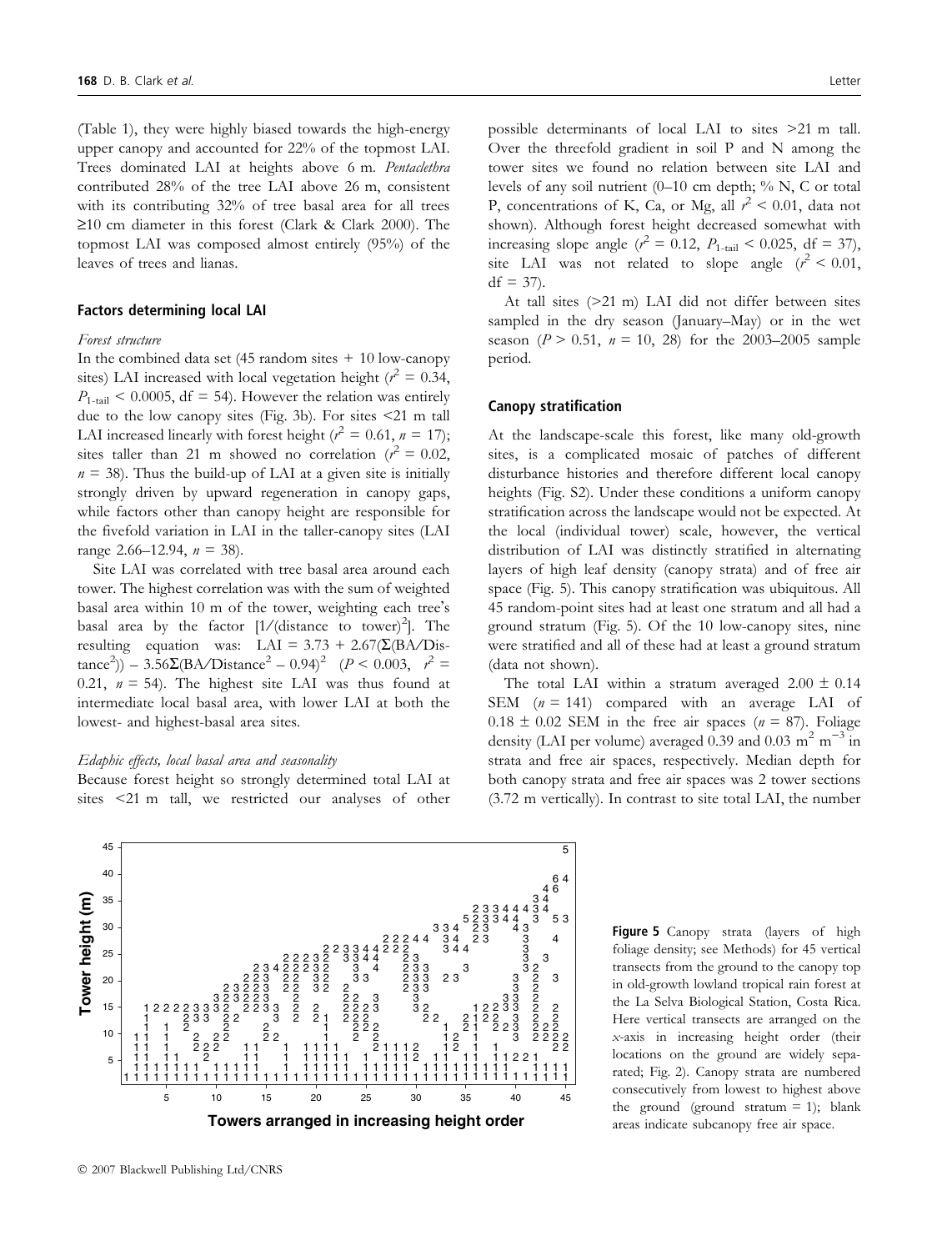(Table 1), they were highly biased towards the high-energy upper canopy and accounted for 22% of the topmost LAI. Trees dominated LAI at heights above 6 m. *Pentaclethra* contributed 28% of the tree LAI above 26 m, consistent with its contributing 32% of tree basal area for all trees ≥10 cm diameter in this forest (Clark & Clark 2000). The topmost LAI was composed almost entirely (95%) of the leaves of trees and lianas.

### Factors determining local LAI

#### *Forest structure*

In the combined data set (45 random sites + 10 low-canopy sites) LAI increased with local vegetation height ($r^2 = 0.34$, $P_{1\text{-tail}} < 0.0005$, df = 54). However the relation was entirely due to the low canopy sites (Fig. 3b). For sites <21 m tall LAI increased linearly with forest height ($r^2 = 0.61$, $n = 17$); sites taller than 21 m showed no correlation ($r^2 = 0.02$, $n = 38$). Thus the build-up of LAI at a given site is initially strongly driven by upward regeneration in canopy gaps, while factors other than canopy height are responsible for the fivefold variation in LAI in the taller-canopy sites (LAI range 2.66–12.94, $n = 38$).

Site LAI was correlated with tree basal area around each tower. The highest correlation was with the sum of weighted basal area within 10 m of the tower, weighting each tree's basal area by the factor $[1/(\text{distance to tower})^2]$. The resulting equation was: $\text{LAI} = 3.73 + 2.67(\Sigma(\text{BA}/\text{Distance}^2)) - 3.56\Sigma(\text{BA}/\text{Distance}^2 - 0.94)^2$ ($P < 0.003$, $r^2 = 0.21$, $n = 54$). The highest site LAI was thus found at intermediate local basal area, with lower LAI at both the lowest- and highest-basal area sites.

#### *Edaphic effects, local basal area and seasonality*

Because forest height so strongly determined total LAI at sites <21 m tall, we restricted our analyses of other possible determinants of local LAI to sites >21 m tall. Over the threefold gradient in soil P and N among the tower sites we found no relation between site LAI and levels of any soil nutrient (0–10 cm depth; % N, C or total P, concentrations of K, Ca, or Mg, all $r^2 < 0.01$, data not shown). Although forest height decreased somewhat with increasing slope angle ($r^2 = 0.12$, $P_{1\text{-tail}} < 0.025$, df = 37), site LAI was not related to slope angle ($r^2 < 0.01$, df = 37).

At tall sites (>21 m) LAI did not differ between sites sampled in the dry season (January–May) or in the wet season ($P > 0.51$, $n = 10$, 28) for the 2003–2005 sample period.

### Canopy stratification

At the landscape-scale this forest, like many old-growth sites, is a complicated mosaic of patches of different disturbance histories and therefore different local canopy heights (Fig. S2). Under these conditions a uniform canopy stratification across the landscape would not be expected. At the local (individual tower) scale, however, the vertical distribution of LAI was distinctly stratified in alternating layers of high leaf density (canopy strata) and of free air space (Fig. 5). This canopy stratification was ubiquitous. All 45 random-point sites had at least one stratum and all had a ground stratum (Fig. 5). Of the 10 low-canopy sites, nine were stratified and all of these had at least a ground stratum (data not shown).

The total LAI within a stratum averaged 2.00 ± 0.14 SEM ($n = 141$) compared with an average LAI of 0.18 ± 0.02 SEM in the free air spaces ($n = 87$). Foliage density (LAI per volume) averaged 0.39 and 0.03 $\text{m}^2\ \text{m}^{-3}$ in strata and free air spaces, respectively. Median depth for both canopy strata and free air spaces was 2 tower sections (3.72 m vertically). In contrast to site total LAI, the number

**Figure 5** Canopy strata (layers of high foliage density; see Methods) for 45 vertical transects from the ground to the canopy top in old-growth lowland tropical rain forest at the La Selva Biological Station, Costa Rica. Here vertical transects are arranged on the *x*-axis in increasing height order (their locations on the ground are widely separated; Fig. 2). Canopy strata are numbered consecutively from lowest to highest above the ground (ground stratum = 1); blank areas indicate subcanopy free air space.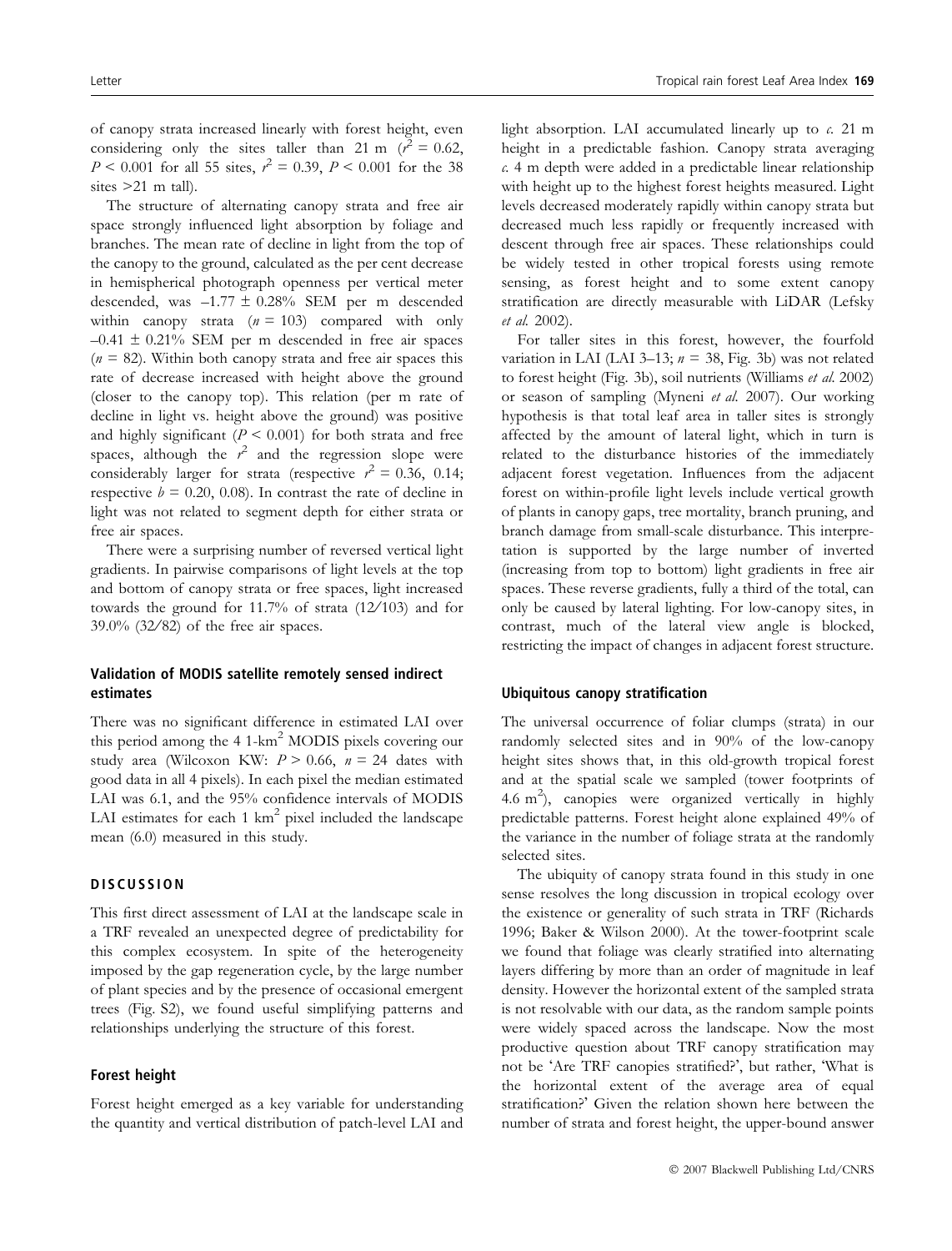of canopy strata increased linearly with forest height, even considering only the sites taller than 21 m ($r^2 = 0.62$, $P < 0.001$ for all 55 sites, $r^2 = 0.39$, $P < 0.001$ for the 38 sites >21 m tall).

The structure of alternating canopy strata and free air space strongly influenced light absorption by foliage and branches. The mean rate of decline in light from the top of the canopy to the ground, calculated as the per cent decrease in hemispherical photograph openness per vertical meter descended, was $-1.77 \pm 0.28\%$ SEM per m descended within canopy strata ($n = 103$) compared with only $-0.41 \pm 0.21\%$ SEM per m descended in free air spaces ($n = 82$). Within both canopy strata and free air spaces this rate of decrease increased with height above the ground (closer to the canopy top). This relation (per m rate of decline in light vs. height above the ground) was positive and highly significant ($P < 0.001$) for both strata and free spaces, although the $r^2$ and the regression slope were considerably larger for strata (respective $r^2 = 0.36$, 0.14; respective $b = 0.20$, 0.08). In contrast the rate of decline in light was not related to segment depth for either strata or free air spaces.

There were a surprising number of reversed vertical light gradients. In pairwise comparisons of light levels at the top and bottom of canopy strata or free spaces, light increased towards the ground for 11.7% of strata (12/103) and for 39.0% (32/82) of the free air spaces.

### Validation of MODIS satellite remotely sensed indirect estimates

There was no significant difference in estimated LAI over this period among the 4 1-km$^2$ MODIS pixels covering our study area (Wilcoxon KW: $P > 0.66$, $n = 24$ dates with good data in all 4 pixels). In each pixel the median estimated LAI was 6.1, and the 95% confidence intervals of MODIS LAI estimates for each 1 km$^2$ pixel included the landscape mean (6.0) measured in this study.

## DISCUSSION

This first direct assessment of LAI at the landscape scale in a TRF revealed an unexpected degree of predictability for this complex ecosystem. In spite of the heterogeneity imposed by the gap regeneration cycle, by the large number of plant species and by the presence of occasional emergent trees (Fig. S2), we found useful simplifying patterns and relationships underlying the structure of this forest.

### Forest height

Forest height emerged as a key variable for understanding the quantity and vertical distribution of patch-level LAI and light absorption. LAI accumulated linearly up to *c.* 21 m height in a predictable fashion. Canopy strata averaging *c.* 4 m depth were added in a predictable linear relationship with height up to the highest forest heights measured. Light levels decreased moderately rapidly within canopy strata but decreased much less rapidly or frequently increased with descent through free air spaces. These relationships could be widely tested in other tropical forests using remote sensing, as forest height and to some extent canopy stratification are directly measurable with LiDAR (Lefsky *et al.* 2002).

For taller sites in this forest, however, the fourfold variation in LAI (LAI 3–13; $n = 38$, Fig. 3b) was not related to forest height (Fig. 3b), soil nutrients (Williams *et al.* 2002) or season of sampling (Myneni *et al.* 2007). Our working hypothesis is that total leaf area in taller sites is strongly affected by the amount of lateral light, which in turn is related to the disturbance histories of the immediately adjacent forest vegetation. Influences from the adjacent forest on within-profile light levels include vertical growth of plants in canopy gaps, tree mortality, branch pruning, and branch damage from small-scale disturbance. This interpretation is supported by the large number of inverted (increasing from top to bottom) light gradients in free air spaces. These reverse gradients, fully a third of the total, can only be caused by lateral lighting. For low-canopy sites, in contrast, much of the lateral view angle is blocked, restricting the impact of changes in adjacent forest structure.

### Ubiquitous canopy stratification

The universal occurrence of foliar clumps (strata) in our randomly selected sites and in 90% of the low-canopy height sites shows that, in this old-growth tropical forest and at the spatial scale we sampled (tower footprints of 4.6 m$^2$), canopies were organized vertically in highly predictable patterns. Forest height alone explained 49% of the variance in the number of foliage strata at the randomly selected sites.

The ubiquity of canopy strata found in this study in one sense resolves the long discussion in tropical ecology over the existence or generality of such strata in TRF (Richards 1996; Baker & Wilson 2000). At the tower-footprint scale we found that foliage was clearly stratified into alternating layers differing by more than an order of magnitude in leaf density. However the horizontal extent of the sampled strata is not resolvable with our data, as the random sample points were widely spaced across the landscape. Now the most productive question about TRF canopy stratification may not be 'Are TRF canopies stratified?', but rather, 'What is the horizontal extent of the average area of equal stratification?' Given the relation shown here between the number of strata and forest height, the upper-bound answer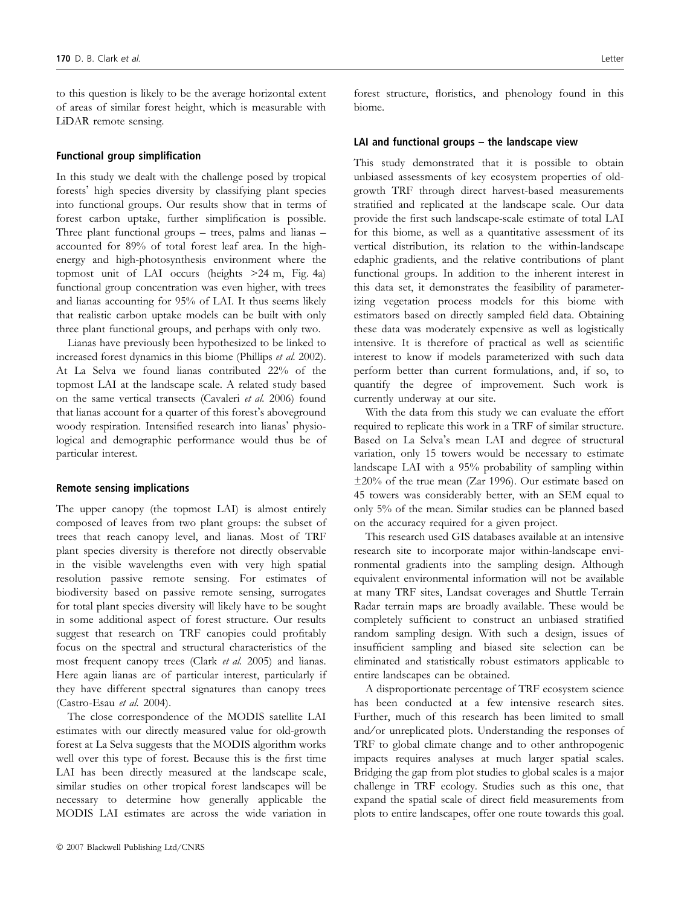to this question is likely to be the average horizontal extent of areas of similar forest height, which is measurable with LiDAR remote sensing.

### Functional group simplification

In this study we dealt with the challenge posed by tropical forests' high species diversity by classifying plant species into functional groups. Our results show that in terms of forest carbon uptake, further simplification is possible. Three plant functional groups – trees, palms and lianas – accounted for 89% of total forest leaf area. In the high-energy and high-photosynthesis environment where the topmost unit of LAI occurs (heights >24 m, Fig. 4a) functional group concentration was even higher, with trees and lianas accounting for 95% of LAI. It thus seems likely that realistic carbon uptake models can be built with only three plant functional groups, and perhaps with only two.

Lianas have previously been hypothesized to be linked to increased forest dynamics in this biome (Phillips *et al.* 2002). At La Selva we found lianas contributed 22% of the topmost LAI at the landscape scale. A related study based on the same vertical transects (Cavaleri *et al.* 2006) found that lianas account for a quarter of this forest's aboveground woody respiration. Intensified research into lianas' physiological and demographic performance would thus be of particular interest.

### Remote sensing implications

The upper canopy (the topmost LAI) is almost entirely composed of leaves from two plant groups: the subset of trees that reach canopy level, and lianas. Most of TRF plant species diversity is therefore not directly observable in the visible wavelengths even with very high spatial resolution passive remote sensing. For estimates of biodiversity based on passive remote sensing, surrogates for total plant species diversity will likely have to be sought in some additional aspect of forest structure. Our results suggest that research on TRF canopies could profitably focus on the spectral and structural characteristics of the most frequent canopy trees (Clark *et al.* 2005) and lianas. Here again lianas are of particular interest, particularly if they have different spectral signatures than canopy trees (Castro-Esau *et al.* 2004).

The close correspondence of the MODIS satellite LAI estimates with our directly measured value for old-growth forest at La Selva suggests that the MODIS algorithm works well over this type of forest. Because this is the first time LAI has been directly measured at the landscape scale, similar studies on other tropical forest landscapes will be necessary to determine how generally applicable the MODIS LAI estimates are across the wide variation in forest structure, floristics, and phenology found in this biome.

### LAI and functional groups – the landscape view

This study demonstrated that it is possible to obtain unbiased assessments of key ecosystem properties of old-growth TRF through direct harvest-based measurements stratified and replicated at the landscape scale. Our data provide the first such landscape-scale estimate of total LAI for this biome, as well as a quantitative assessment of its vertical distribution, its relation to the within-landscape edaphic gradients, and the relative contributions of plant functional groups. In addition to the inherent interest in this data set, it demonstrates the feasibility of parameterizing vegetation process models for this biome with estimators based on directly sampled field data. Obtaining these data was moderately expensive as well as logistically intensive. It is therefore of practical as well as scientific interest to know if models parameterized with such data perform better than current formulations, and, if so, to quantify the degree of improvement. Such work is currently underway at our site.

With the data from this study we can evaluate the effort required to replicate this work in a TRF of similar structure. Based on La Selva's mean LAI and degree of structural variation, only 15 towers would be necessary to estimate landscape LAI with a 95% probability of sampling within ±20% of the true mean (Zar 1996). Our estimate based on 45 towers was considerably better, with an SEM equal to only 5% of the mean. Similar studies can be planned based on the accuracy required for a given project.

This research used GIS databases available at an intensive research site to incorporate major within-landscape environmental gradients into the sampling design. Although equivalent environmental information will not be available at many TRF sites, Landsat coverages and Shuttle Terrain Radar terrain maps are broadly available. These would be completely sufficient to construct an unbiased stratified random sampling design. With such a design, issues of insufficient sampling and biased site selection can be eliminated and statistically robust estimators applicable to entire landscapes can be obtained.

A disproportionate percentage of TRF ecosystem science has been conducted at a few intensive research sites. Further, much of this research has been limited to small and/or unreplicated plots. Understanding the responses of TRF to global climate change and to other anthropogenic impacts requires analyses at much larger spatial scales. Bridging the gap from plot studies to global scales is a major challenge in TRF ecology. Studies such as this one, that expand the spatial scale of direct field measurements from plots to entire landscapes, offer one route towards this goal.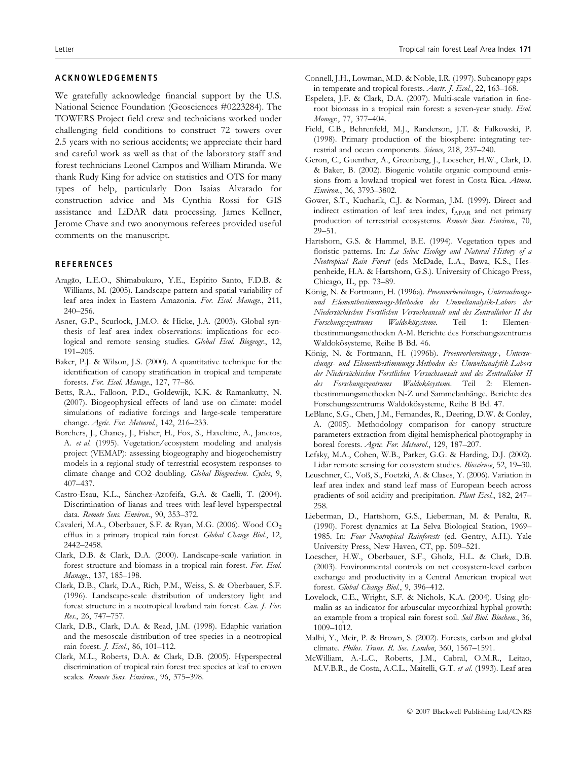## ACKNOWLEDGEMENTS

We gratefully acknowledge financial support by the U.S. National Science Foundation (Geosciences #0223284). The TOWERS Project field crew and technicians worked under challenging field conditions to construct 72 towers over 2.5 years with no serious accidents; we appreciate their hard and careful work as well as that of the laboratory staff and forest technicians Leonel Campos and William Miranda. We thank Rudy King for advice on statistics and OTS for many types of help, particularly Don Isaías Alvarado for construction advice and Ms Cynthia Rossi for GIS assistance and LiDAR data processing. James Kellner, Jerome Chave and two anonymous referees provided useful comments on the manuscript.

## REFERENCES

Aragão, L.E.O., Shimabukuro, Y.E., Espírito Santo, F.D.B. & Williams, M. (2005). Landscape pattern and spatial variability of leaf area index in Eastern Amazonia. *For. Ecol. Manage.*, 211, 240–256.

Asner, G.P., Scurlock, J.M.O. & Hicke, J.A. (2003). Global synthesis of leaf area index observations: implications for ecological and remote sensing studies. *Global Ecol. Biogeogr.*, 12, 191–205.

Baker, P.J. & Wilson, J.S. (2000). A quantitative technique for the identification of canopy stratification in tropical and temperate forests. *For. Ecol. Manage.*, 127, 77–86.

Betts, R.A., Falloon, P.D., Goldewijk, K.K. & Ramankutty, N. (2007). Biogeophysical effects of land use on climate: model simulations of radiative forcings and large-scale temperature change. *Agric. For. Meteorol.*, 142, 216–233.

Borchers, J., Chaney, J., Fisher, H., Fox, S., Haxeltine, A., Janetos, A. *et al.* (1995). Vegetation/ecosystem modeling and analysis project (VEMAP): assessing biogeography and biogeochemistry models in a regional study of terrestrial ecosystem responses to climate change and CO2 doubling. *Global Biogeochem. Cycles*, 9, 407–437.

Castro-Esau, K.L., Sánchez-Azofeifa, G.A. & Caelli, T. (2004). Discrimination of lianas and trees with leaf-level hyperspectral data. *Remote Sens. Environ.*, 90, 353–372.

Cavaleri, M.A., Oberbauer, S.F. & Ryan, M.G. (2006). Wood $CO_2$ efflux in a primary tropical rain forest. *Global Change Biol.*, 12, 2442–2458.

Clark, D.B. & Clark, D.A. (2000). Landscape-scale variation in forest structure and biomass in a tropical rain forest. *For. Ecol. Manage.*, 137, 185–198.

Clark, D.B., Clark, D.A., Rich, P.M., Weiss, S. & Oberbauer, S.F. (1996). Landscape-scale distribution of understory light and forest structure in a neotropical lowland rain forest. *Can. J. For. Res.*, 26, 747–757.

Clark, D.B., Clark, D.A. & Read, J.M. (1998). Edaphic variation and the mesoscale distribution of tree species in a neotropical rain forest. *J. Ecol.*, 86, 101–112.

Clark, M.L., Roberts, D.A. & Clark, D.B. (2005). Hyperspectral discrimination of tropical rain forest tree species at leaf to crown scales. *Remote Sens. Environ.*, 96, 375–398.

Connell, J.H., Lowman, M.D. & Noble, I.R. (1997). Subcanopy gaps in temperate and tropical forests. *Austr. J. Ecol.*, 22, 163–168.

Espeleta, J.F. & Clark, D.A. (2007). Multi-scale variation in fine-root biomass in a tropical rain forest: a seven-year study. *Ecol. Monogr.*, 77, 377–404.

Field, C.B., Behrenfeld, M.J., Randerson, J.T. & Falkowski, P. (1998). Primary production of the biosphere: integrating terrestrial and ocean components. *Science*, 218, 237–240.

Geron, C., Guenther, A., Greenberg, J., Loescher, H.W., Clark, D. & Baker, B. (2002). Biogenic volatile organic compound emissions from a lowland tropical wet forest in Costa Rica. *Atmos. Environ.*, 36, 3793–3802.

Gower, S.T., Kucharik, C.J. & Norman, J.M. (1999). Direct and indirect estimation of leaf area index, $f_{APAR}$ and net primary production of terrestrial ecosystems. *Remote Sens. Environ.*, 70, 29–51.

Hartshorn, G.S. & Hammel, B.E. (1994). Vegetation types and floristic patterns. In: *La Selva: Ecology and Natural History of a Neotropical Rain Forest* (eds McDade, L.A., Bawa, K.S., Hespenheide, H.A. & Hartshorn, G.S.). University of Chicago Press, Chicago, IL, pp. 73–89.

König, N. & Fortmann, H. (1996a). *Proenvorbereitungs-, Untersuchungs- und Elementbestimmungs-Methoden des Umweltanalytik-Labors der Niedersächsischen Forstlichen Versuchsansalt und des Zentrallabor II des Forschungszentrums Waldokösysteme.* Teil 1: Elementbestimmungsmethoden A-M. Berichte des Forschungszentrums Waldokösysteme, Reihe B Bd. 46.

König, N. & Fortmann, H. (1996b). *Proenvorbereitungs-, Untersuchungs- und Elementbestimmungs-Methoden des Umweltanalytik-Labors der Niedersächsischen Forstlichen Versuchsansalt und des Zentrallabor II des Forschungszentrums Waldokösysteme.* Teil 2: Elementbestimmungsmethoden N-Z und Sammelanhänge. Berichte des Forschungszentrums Waldokösysteme, Reihe B Bd. 47.

LeBlanc, S.G., Chen, J.M., Fernandes, R., Deering, D.W. & Conley, A. (2005). Methodology comparison for canopy structure parameters extraction from digital hemispherical photography in boreal forests. *Agric. For. Meteorol.*, 129, 187–207.

Lefsky, M.A., Cohen, W.B., Parker, G.G. & Harding, D.J. (2002). Lidar remote sensing for ecosystem studies. *Bioscience*, 52, 19–30.

Leuschner, C., Voß, S., Foetzki, A. & Clases, Y. (2006). Variation in leaf area index and stand leaf mass of European beech across gradients of soil acidity and precipitation. *Plant Ecol.*, 182, 247–258.

Lieberman, D., Hartshorn, G.S., Lieberman, M. & Peralta, R. (1990). Forest dynamics at La Selva Biological Station, 1969–1985. In: *Four Neotropical Rainforests* (ed. Gentry, A.H.). Yale University Press, New Haven, CT, pp. 509–521.

Loescher, H.W., Oberbauer, S.F., Gholz, H.L. & Clark, D.B. (2003). Environmental controls on net ecosystem-level carbon exchange and productivity in a Central American tropical wet forest. *Global Change Biol.*, 9, 396–412.

Lovelock, C.E., Wright, S.F. & Nichols, K.A. (2004). Using glomalin as an indicator for arbuscular mycorrhizal hyphal growth: an example from a tropical rain forest soil. *Soil Biol. Biochem.*, 36, 1009–1012.

Malhi, Y., Meir, P. & Brown, S. (2002). Forests, carbon and global climate. *Philos. Trans. R. Soc. London*, 360, 1567–1591.

McWilliam, A.-L.C., Roberts, J.M., Cabral, O.M.R., Leitao, M.V.B.R., de Costa, A.C.L., Maitelli, G.T. *et al.* (1993). Leaf area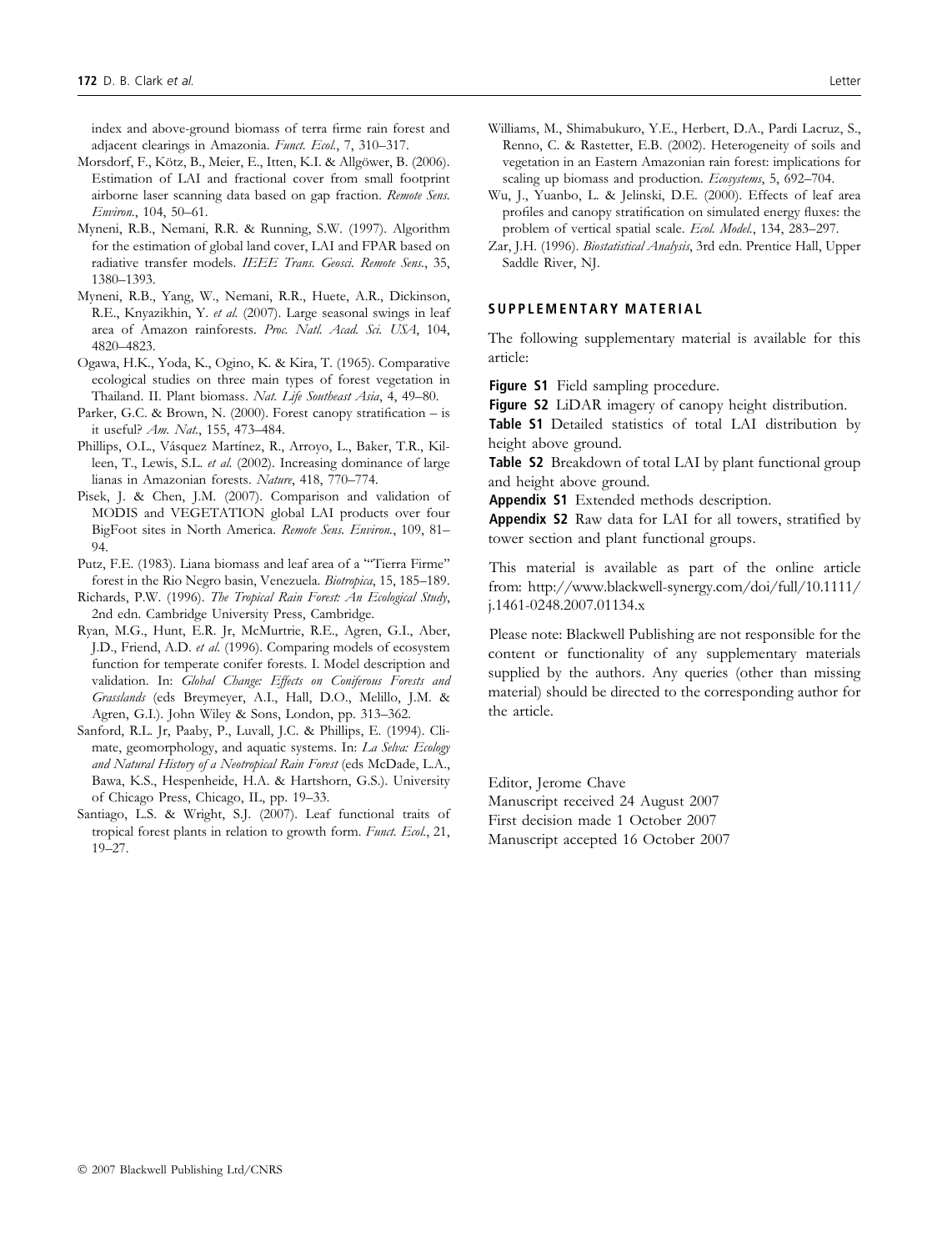index and above-ground biomass of terra firme rain forest and adjacent clearings in Amazonia. *Funct. Ecol.*, 7, 310–317.

Morsdorf, F., Kötz, B., Meier, E., Itten, K.I. & Allgöwer, B. (2006). Estimation of LAI and fractional cover from small footprint airborne laser scanning data based on gap fraction. *Remote Sens. Environ.*, 104, 50–61.

Myneni, R.B., Nemani, R.R. & Running, S.W. (1997). Algorithm for the estimation of global land cover, LAI and FPAR based on radiative transfer models. *IEEE Trans. Geosci. Remote Sens.*, 35, 1380–1393.

Myneni, R.B., Yang, W., Nemani, R.R., Huete, A.R., Dickinson, R.E., Knyazikhin, Y. *et al.* (2007). Large seasonal swings in leaf area of Amazon rainforests. *Proc. Natl. Acad. Sci. USA*, 104, 4820–4823.

Ogawa, H.K., Yoda, K., Ogino, K. & Kira, T. (1965). Comparative ecological studies on three main types of forest vegetation in Thailand. II. Plant biomass. *Nat. Life Southeast Asia*, 4, 49–80.

Parker, G.C. & Brown, N. (2000). Forest canopy stratification – is it useful? *Am. Nat.*, 155, 473–484.

Phillips, O.L., Vásquez Martínez, R., Arroyo, L., Baker, T.R., Killeen, T., Lewis, S.L. *et al.* (2002). Increasing dominance of large lianas in Amazonian forests. *Nature*, 418, 770–774.

Pisek, J. & Chen, J.M. (2007). Comparison and validation of MODIS and VEGETATION global LAI products over four BigFoot sites in North America. *Remote Sens. Environ.*, 109, 81–94.

Putz, F.E. (1983). Liana biomass and leaf area of a "Tierra Firme" forest in the Rio Negro basin, Venezuela. *Biotropica*, 15, 185–189.

Richards, P.W. (1996). *The Tropical Rain Forest: An Ecological Study*, 2nd edn. Cambridge University Press, Cambridge.

Ryan, M.G., Hunt, E.R. Jr, McMurtrie, R.E., Agren, G.I., Aber, J.D., Friend, A.D. *et al.* (1996). Comparing models of ecosystem function for temperate conifer forests. I. Model description and validation. In: *Global Change: Effects on Coniferous Forests and Grasslands* (eds Breymeyer, A.I., Hall, D.O., Melillo, J.M. & Agren, G.I.). John Wiley & Sons, London, pp. 313–362.

Sanford, R.L. Jr, Paaby, P., Luvall, J.C. & Phillips, E. (1994). Climate, geomorphology, and aquatic systems. In: *La Selva: Ecology and Natural History of a Neotropical Rain Forest* (eds McDade, L.A., Bawa, K.S., Hespenheide, H.A. & Hartshorn, G.S.). University of Chicago Press, Chicago, IL, pp. 19–33.

Santiago, L.S. & Wright, S.J. (2007). Leaf functional traits of tropical forest plants in relation to growth form. *Funct. Ecol.*, 21, 19–27.

Williams, M., Shimabukuro, Y.E., Herbert, D.A., Pardi Lacruz, S., Renno, C. & Rastetter, E.B. (2002). Heterogeneity of soils and vegetation in an Eastern Amazonian rain forest: implications for scaling up biomass and production. *Ecosystems*, 5, 692–704.

Wu, J., Yuanbo, L. & Jelinski, D.E. (2000). Effects of leaf area profiles and canopy stratification on simulated energy fluxes: the problem of vertical spatial scale. *Ecol. Model.*, 134, 283–297.

Zar, J.H. (1996). *Biostatistical Analysis*, 3rd edn. Prentice Hall, Upper Saddle River, NJ.

## SUPPLEMENTARY MATERIAL

The following supplementary material is available for this article:

**Figure S1** Field sampling procedure.

**Figure S2** LiDAR imagery of canopy height distribution.

**Table S1** Detailed statistics of total LAI distribution by height above ground.

**Table S2** Breakdown of total LAI by plant functional group and height above ground.

**Appendix S1** Extended methods description.

**Appendix S2** Raw data for LAI for all towers, stratified by tower section and plant functional groups.

This material is available as part of the online article from: http://www.blackwell-synergy.com/doi/full/10.1111/j.1461-0248.2007.01134.x

Please note: Blackwell Publishing are not responsible for the content or functionality of any supplementary materials supplied by the authors. Any queries (other than missing material) should be directed to the corresponding author for the article.

Editor, Jerome Chave
Manuscript received 24 August 2007
First decision made 1 October 2007
Manuscript accepted 16 October 2007